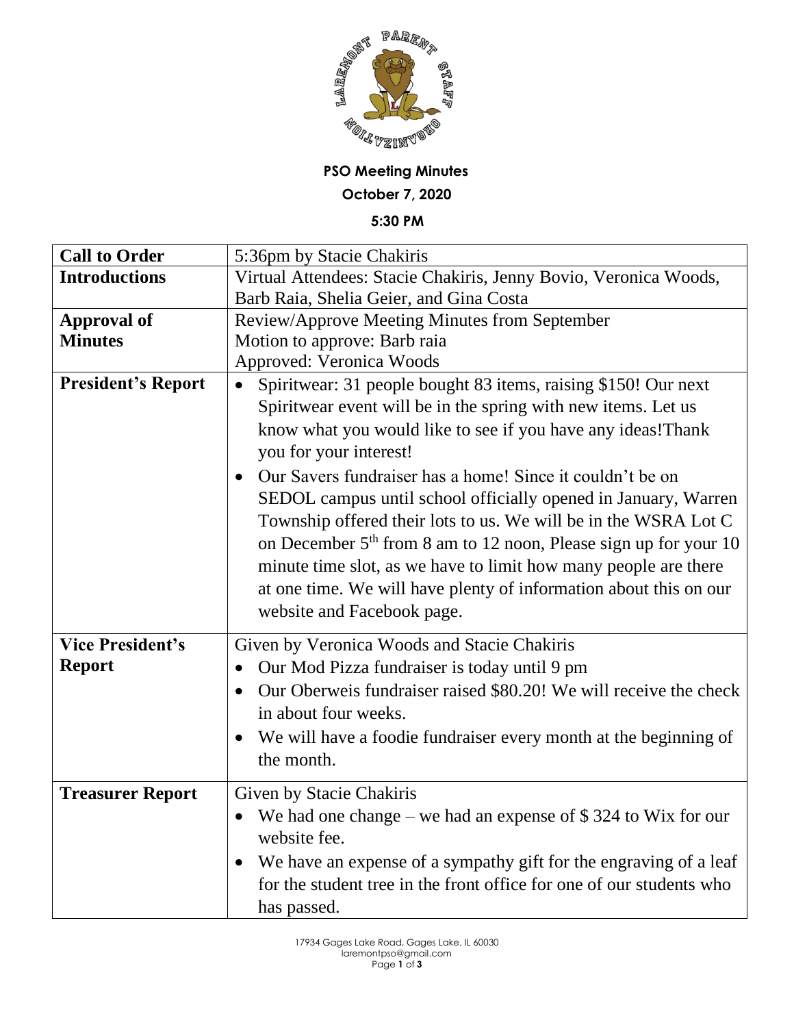**PSO Meeting Minutes**

**October 7, 2020**

**5:30 PM**

| | |
|---|---|
| **Call to Order** | 5:36pm by Stacie Chakiris |
| **Introductions** | Virtual Attendees: Stacie Chakiris, Jenny Bovio, Veronica Woods, Barb Raia, Shelia Geier, and Gina Costa |
| **Approval of Minutes** | Review/Approve Meeting Minutes from September<br>Motion to approve: Barb raia<br>Approved: Veronica Woods |
| **President's Report** | • Spiritwear: 31 people bought 83 items, raising $150! Our next Spiritwear event will be in the spring with new items. Let us know what you would like to see if you have any ideas!Thank you for your interest!<br>• Our Savers fundraiser has a home! Since it couldn't be on SEDOL campus until school officially opened in January, Warren Township offered their lots to us. We will be in the WSRA Lot C on December 5th from 8 am to 12 noon, Please sign up for your 10 minute time slot, as we have to limit how many people are there at one time. We will have plenty of information about this on our website and Facebook page. |
| **Vice President's Report** | Given by Veronica Woods and Stacie Chakiris<br>• Our Mod Pizza fundraiser is today until 9 pm<br>• Our Oberweis fundraiser raised $80.20! We will receive the check in about four weeks.<br>• We will have a foodie fundraiser every month at the beginning of the month. |
| **Treasurer Report** | Given by Stacie Chakiris<br>• We had one change – we had an expense of $ 324 to Wix for our website fee.<br>• We have an expense of a sympathy gift for the engraving of a leaf for the student tree in the front office for one of our students who has passed. |

17934 Gages Lake Road, Gages Lake, IL 60030
laremontpso@gmail.com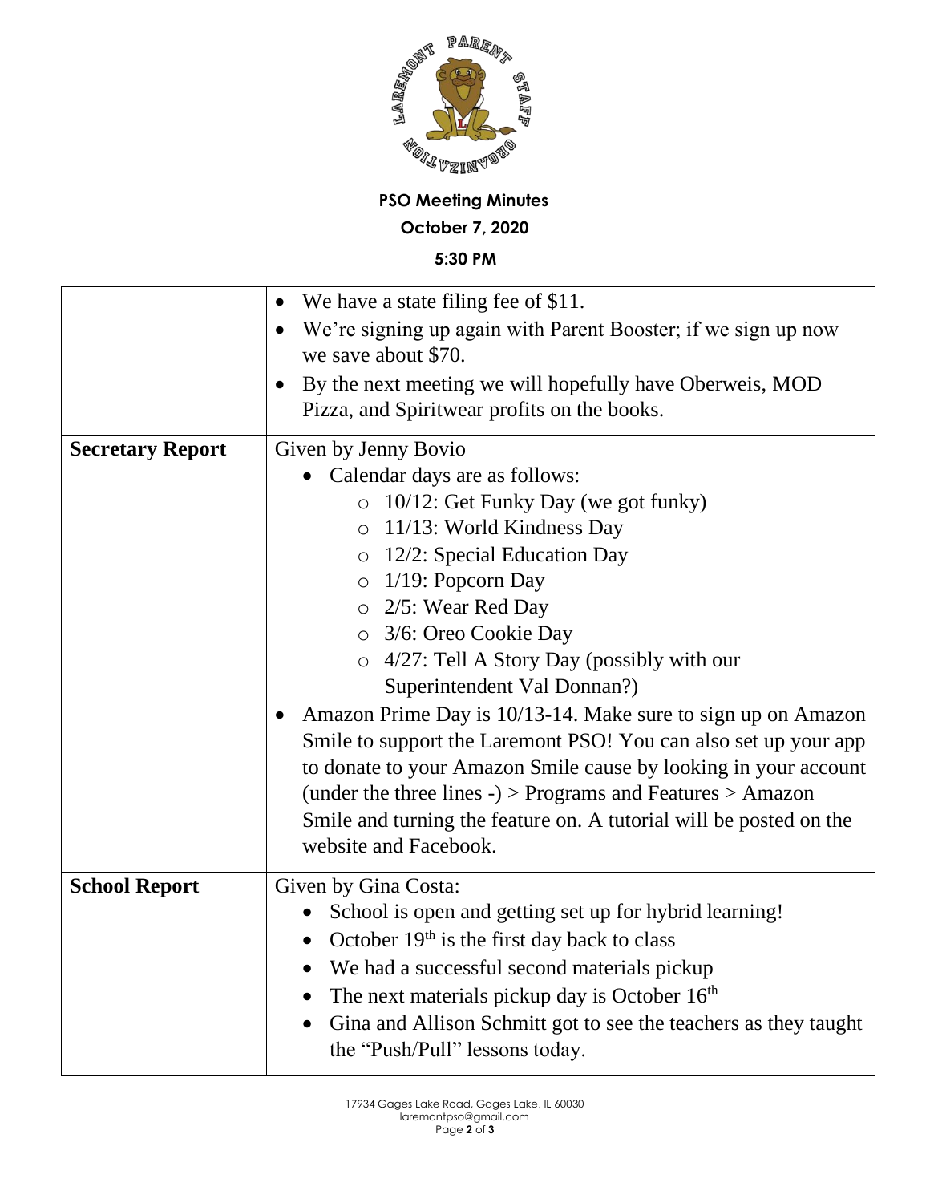**PSO Meeting Minutes**

**October 7, 2020**

**5:30 PM**

| | |
|---|---|
| | • We have a state filing fee of \$11.<br>• We're signing up again with Parent Booster; if we sign up now we save about \$70.<br>• By the next meeting we will hopefully have Oberweis, MOD Pizza, and Spiritwear profits on the books. |
| **Secretary Report** | Given by Jenny Bovio<br>• Calendar days are as follows:<br>  ○ 10/12: Get Funky Day (we got funky)<br>  ○ 11/13: World Kindness Day<br>  ○ 12/2: Special Education Day<br>  ○ 1/19: Popcorn Day<br>  ○ 2/5: Wear Red Day<br>  ○ 3/6: Oreo Cookie Day<br>  ○ 4/27: Tell A Story Day (possibly with our Superintendent Val Donnan?)<br>• Amazon Prime Day is 10/13-14. Make sure to sign up on Amazon Smile to support the Laremont PSO! You can also set up your app to donate to your Amazon Smile cause by looking in your account (under the three lines -) > Programs and Features > Amazon Smile and turning the feature on. A tutorial will be posted on the website and Facebook. |
| **School Report** | Given by Gina Costa:<br>• School is open and getting set up for hybrid learning!<br>• October 19th is the first day back to class<br>• We had a successful second materials pickup<br>• The next materials pickup day is October 16th<br>• Gina and Allison Schmitt got to see the teachers as they taught the "Push/Pull" lessons today. |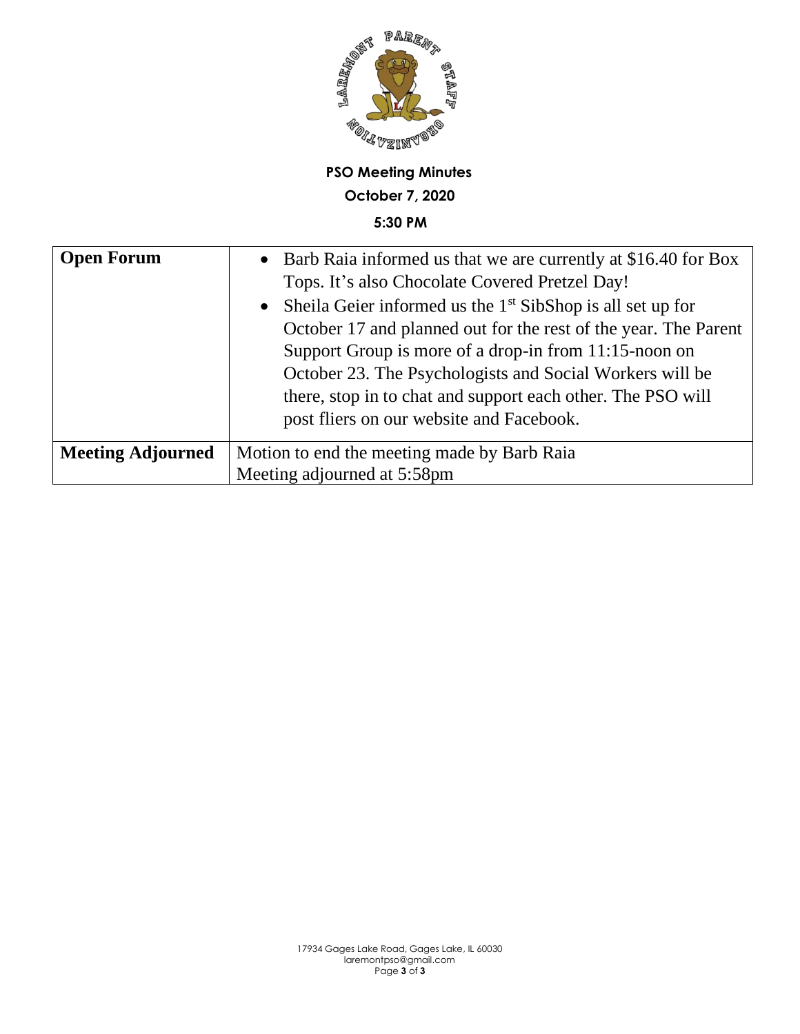**PSO Meeting Minutes**

**October 7, 2020**

**5:30 PM**

| | |
|---|---|
| **Open Forum** | • Barb Raia informed us that we are currently at $16.40 for Box Tops. It's also Chocolate Covered Pretzel Day!<br>• Sheila Geier informed us the 1st SibShop is all set up for October 17 and planned out for the rest of the year. The Parent Support Group is more of a drop-in from 11:15-noon on October 23. The Psychologists and Social Workers will be there, stop in to chat and support each other. The PSO will post fliers on our website and Facebook. |
| **Meeting Adjourned** | Motion to end the meeting made by Barb Raia<br>Meeting adjourned at 5:58pm |

17934 Gages Lake Road, Gages Lake, IL 60030
laremontpso@gmail.com